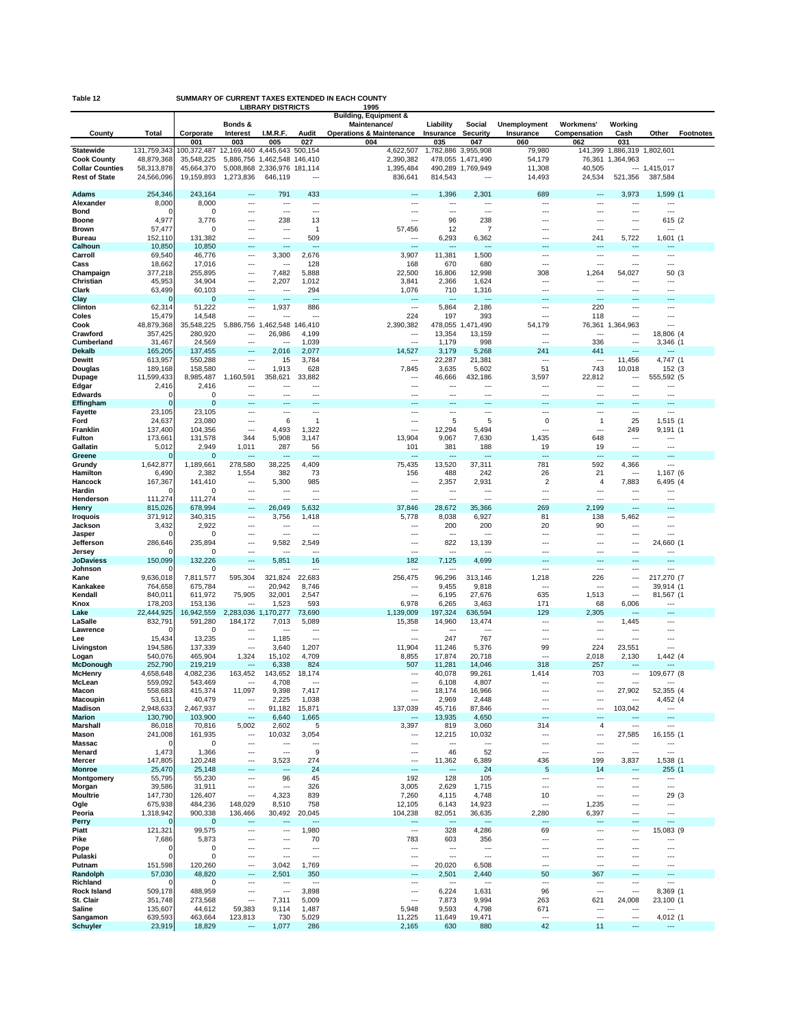**Table 12** SUMMARY OF CURRENT TAXES EXTENDED IN EACH COUNTY

LIBRARY DISTRICTS 1995

| County | Total | Corporate | Bonds & Interest | I.M.R.F. | Audit | Building, Equipment & Maintenance/ Operations & Maintenance | Liability Insurance | Social Security | Unemployment Insurance | Workmens' Compensation | Working Cash | Other | Footnotes |
|---|---|---|---|---|---|---|---|---|---|---|---|---|---|
| | | 001 | 003 | 005 | 027 | 004 | 035 | 047 | 060 | 062 | 031 | | |
| **Statewide** | 131,759,343 | 100,372,487 | 12,169,460 | 4,445,643 | 500,154 | 4,622,507 | 1,782,886 | 3,955,908 | 79,980 | 141,399 | 1,886,319 | 1,802,601 | |
| **Cook County** | 48,879,368 | 35,548,225 | 5,886,756 | 1,462,548 | 146,410 | 2,390,382 | 478,055 | 1,471,490 | 54,179 | 76,361 | 1,364,963 | --- | |
| **Collar Counties** | 58,313,878 | 45,664,370 | 5,008,868 | 2,336,976 | 181,114 | 1,395,484 | 490,289 | 1,769,949 | 11,308 | 40,505 | --- | 1,415,017 | |
| **Rest of State** | 24,566,096 | 19,159,893 | 1,273,836 | 646,119 | --- | 836,641 | 814,543 | --- | 14,493 | 24,534 | 521,356 | 387,584 | |
| **Adams** | 254,346 | 243,164 | --- | 791 | 433 | --- | 1,396 | 2,301 | 689 | --- | 3,973 | 1,599 | (1 |
| **Alexander** | 8,000 | 8,000 | --- | --- | --- | --- | --- | --- | --- | --- | --- | --- | |
| **Bond** | 0 | 0 | --- | --- | --- | --- | --- | --- | --- | --- | --- | --- | |
| **Boone** | 4,977 | 3,776 | --- | 238 | 13 | --- | 96 | 238 | --- | --- | --- | 615 | (2 |
| **Brown** | 57,477 | 0 | --- | --- | 1 | 57,456 | 12 | 7 | --- | --- | --- | --- | |
| **Bureau** | 152,110 | 131,382 | --- | --- | 509 | --- | 6,293 | 6,362 | --- | 241 | 5,722 | 1,601 | (1 |
| **Calhoun** | 10,850 | 10,850 | --- | --- | --- | --- | --- | --- | --- | --- | --- | --- | |
| **Carroll** | 69,540 | 46,776 | --- | 3,300 | 2,676 | 3,907 | 11,381 | 1,500 | --- | --- | --- | --- | |
| **Cass** | 18,662 | 17,016 | --- | --- | 128 | 168 | 670 | 680 | --- | --- | --- | --- | |
| **Champaign** | 377,218 | 255,895 | --- | 7,482 | 5,888 | 22,500 | 16,806 | 12,998 | 308 | 1,264 | 54,027 | 50 | (3 |
| **Christian** | 45,953 | 34,904 | --- | 2,207 | 1,012 | 3,841 | 2,366 | 1,624 | --- | --- | --- | --- | |
| **Clark** | 63,499 | 60,103 | --- | --- | 294 | 1,076 | 710 | 1,316 | --- | --- | --- | --- | |
| **Clay** | 0 | 0 | --- | --- | --- | --- | --- | --- | --- | --- | --- | --- | |
| **Clinton** | 62,314 | 51,222 | --- | 1,937 | 886 | --- | 5,864 | 2,186 | --- | 220 | --- | --- | |
| **Coles** | 15,479 | 14,548 | --- | --- | --- | 224 | 197 | 393 | --- | 118 | --- | --- | |
| **Cook** | 48,879,368 | 35,548,225 | 5,886,756 | 1,462,548 | 146,410 | 2,390,382 | 478,055 | 1,471,490 | 54,179 | 76,361 | 1,364,963 | --- | |
| **Crawford** | 357,425 | 280,920 | --- | 26,986 | 4,199 | --- | 13,354 | 13,159 | --- | --- | --- | 18,806 | (4 |
| **Cumberland** | 31,467 | 24,569 | --- | --- | 1,039 | --- | 1,179 | 998 | --- | 336 | --- | 3,346 | (1 |
| **Dekalb** | 165,205 | 137,455 | --- | 2,016 | 2,077 | 14,527 | 3,179 | 5,268 | 241 | 441 | --- | --- | |
| **Dewitt** | 613,957 | 550,288 | --- | 15 | 3,784 | --- | 22,287 | 21,381 | --- | --- | 11,456 | 4,747 | (1 |
| **Douglas** | 189,168 | 158,580 | --- | 1,913 | 628 | 7,845 | 3,635 | 5,602 | 51 | 743 | 10,018 | 152 | (3 |
| **Dupage** | 11,599,433 | 8,985,487 | 1,160,591 | 358,621 | 33,882 | --- | 46,666 | 432,186 | 3,597 | 22,812 | --- | 555,592 | (5 |
| **Edgar** | 2,416 | 2,416 | --- | --- | --- | --- | --- | --- | --- | --- | --- | --- | |
| **Edwards** | 0 | 0 | --- | --- | --- | --- | --- | --- | --- | --- | --- | --- | |
| **Effingham** | 0 | 0 | --- | --- | --- | --- | --- | --- | --- | --- | --- | --- | |
| **Fayette** | 23,105 | 23,105 | --- | --- | --- | --- | --- | --- | --- | --- | --- | --- | |
| **Ford** | 24,637 | 23,080 | --- | 6 | 1 | --- | 5 | 5 | 0 | 1 | 25 | 1,515 | (1 |
| **Franklin** | 137,400 | 104,356 | --- | 4,493 | 1,322 | --- | 12,294 | 5,494 | --- | --- | 249 | 9,191 | (1 |
| **Fulton** | 173,661 | 131,578 | 344 | 5,908 | 3,147 | 13,904 | 9,067 | 7,630 | 1,435 | 648 | --- | --- | |
| **Gallatin** | 5,012 | 2,949 | 1,011 | 287 | 56 | 101 | 381 | 188 | 19 | 19 | --- | --- | |
| **Greene** | 0 | 0 | --- | --- | --- | --- | --- | --- | --- | --- | --- | --- | |
| **Grundy** | 1,642,877 | 1,189,661 | 278,580 | 38,225 | 4,409 | 75,435 | 13,520 | 37,311 | 781 | 592 | 4,366 | --- | |
| **Hamilton** | 6,490 | 2,382 | 1,554 | 382 | 73 | 156 | 488 | 242 | 26 | 21 | --- | 1,167 | (6 |
| **Hancock** | 167,367 | 141,410 | --- | 5,300 | 985 | --- | 2,357 | 2,931 | 2 | 4 | 7,883 | 6,495 | (4 |
| **Hardin** | 0 | 0 | --- | --- | --- | --- | --- | --- | --- | --- | --- | --- | |
| **Henderson** | 111,274 | 111,274 | --- | --- | --- | --- | --- | --- | --- | --- | --- | --- | |
| **Henry** | 815,026 | 678,994 | --- | 26,049 | 5,632 | 37,846 | 28,672 | 35,366 | 269 | 2,199 | --- | --- | |
| **Iroquois** | 371,912 | 340,315 | --- | 3,756 | 1,418 | 5,778 | 8,038 | 6,927 | 81 | 138 | 5,462 | --- | |
| **Jackson** | 3,432 | 2,922 | --- | --- | --- | --- | 200 | 200 | 20 | 90 | --- | --- | |
| **Jasper** | 0 | 0 | --- | --- | --- | --- | --- | --- | --- | --- | --- | --- | |
| **Jefferson** | 286,646 | 235,894 | --- | 9,582 | 2,549 | --- | 822 | 13,139 | --- | --- | --- | 24,660 | (1 |
| **Jersey** | 0 | 0 | --- | --- | --- | --- | --- | --- | --- | --- | --- | --- | |
| **JoDaviess** | 150,099 | 132,226 | --- | 5,851 | 16 | 182 | 7,125 | 4,699 | --- | --- | --- | --- | |
| **Johnson** | 0 | 0 | --- | --- | --- | --- | --- | --- | --- | --- | --- | --- | |
| **Kane** | 9,636,018 | 7,811,577 | 595,304 | 321,824 | 22,683 | 256,475 | 96,296 | 313,146 | 1,218 | 226 | --- | 217,270 | (7 |
| **Kankakee** | 764,658 | 675,784 | --- | 20,942 | 8,746 | --- | 9,455 | 9,818 | --- | --- | --- | 39,914 | (1 |
| **Kendall** | 840,011 | 611,972 | 75,905 | 32,001 | 2,547 | --- | 6,195 | 27,676 | 635 | 1,513 | --- | 81,567 | (1 |
| **Knox** | 178,203 | 153,136 | --- | 1,523 | 593 | 6,978 | 6,265 | 3,463 | 171 | 68 | 6,006 | --- | |
| **Lake** | 22,444,925 | 16,942,559 | 2,283,036 | 1,170,277 | 73,690 | 1,139,009 | 197,324 | 636,594 | 129 | 2,305 | --- | --- | |
| **LaSalle** | 832,791 | 591,280 | 184,172 | 7,013 | 5,089 | 15,358 | 14,960 | 13,474 | --- | --- | 1,445 | --- | |
| **Lawrence** | 0 | 0 | --- | --- | --- | --- | --- | --- | --- | --- | --- | --- | |
| **Lee** | 15,434 | 13,235 | --- | 1,185 | --- | --- | 247 | 767 | --- | --- | --- | --- | |
| **Livingston** | 194,586 | 137,339 | --- | 3,640 | 1,207 | 11,904 | 11,246 | 5,376 | 99 | 224 | 23,551 | --- | |
| **Logan** | 540,076 | 465,904 | 1,324 | 15,102 | 4,709 | 8,855 | 17,874 | 20,718 | --- | 2,018 | 2,130 | 1,442 | (4 |
| **McDonough** | 252,790 | 219,219 | --- | 6,338 | 824 | 507 | 11,281 | 14,046 | 318 | 257 | --- | --- | |
| **McHenry** | 4,658,648 | 4,082,236 | 163,452 | 143,652 | 18,174 | --- | 40,078 | 99,261 | 1,414 | 703 | --- | 109,677 | (8 |
| **McLean** | 559,092 | 543,469 | --- | 4,708 | --- | --- | 6,108 | 4,807 | --- | --- | --- | --- | |
| **Macon** | 558,683 | 415,374 | 11,097 | 9,398 | 7,417 | --- | 18,174 | 16,966 | --- | --- | 27,902 | 52,355 | (4 |
| **Macoupin** | 53,611 | 40,479 | --- | 2,225 | 1,038 | --- | 2,969 | 2,448 | --- | --- | --- | 4,452 | (4 |
| **Madison** | 2,948,633 | 2,467,937 | --- | 91,182 | 15,871 | 137,039 | 45,716 | 87,846 | --- | --- | 103,042 | --- | |
| **Marion** | 130,790 | 103,900 | --- | 6,640 | 1,665 | --- | 13,935 | 4,650 | --- | --- | --- | --- | |
| **Marshall** | 86,018 | 70,816 | 5,002 | 2,602 | 5 | 3,397 | 819 | 3,060 | 314 | 4 | --- | --- | |
| **Mason** | 241,008 | 161,935 | --- | 10,032 | 3,054 | --- | 12,215 | 10,032 | --- | --- | 27,585 | 16,155 | (1 |
| **Massac** | 0 | 0 | --- | --- | --- | --- | --- | --- | --- | --- | --- | --- | |
| **Menard** | 1,473 | 1,366 | --- | --- | 9 | --- | 46 | 52 | --- | --- | --- | --- | |
| **Mercer** | 147,805 | 120,248 | --- | 3,523 | 274 | --- | 11,362 | 6,389 | 436 | 199 | 3,837 | 1,538 | (1 |
| **Monroe** | 25,470 | 25,148 | --- | --- | 24 | --- | --- | 24 | 5 | 14 | --- | 255 | (1 |
| **Montgomery** | 55,795 | 55,230 | --- | 96 | 45 | 192 | 128 | 105 | --- | --- | --- | --- | |
| **Morgan** | 39,586 | 31,911 | --- | --- | 326 | 3,005 | 2,629 | 1,715 | --- | --- | --- | --- | |
| **Moultrie** | 147,730 | 126,407 | --- | 4,323 | 839 | 7,260 | 4,115 | 4,748 | 10 | --- | --- | 29 | (3 |
| **Ogle** | 675,938 | 484,236 | 148,029 | 8,510 | 758 | 12,105 | 6,143 | 14,923 | --- | 1,235 | --- | --- | |
| **Peoria** | 1,318,942 | 900,338 | 136,466 | 30,492 | 20,045 | 104,238 | 82,051 | 36,635 | 2,280 | 6,397 | --- | --- | |
| **Perry** | 0 | 0 | --- | --- | --- | --- | --- | --- | --- | --- | --- | --- | |
| **Piatt** | 121,321 | 99,575 | --- | --- | 1,980 | --- | 328 | 4,286 | 69 | --- | --- | 15,083 | (9 |
| **Pike** | 7,686 | 5,873 | --- | --- | 70 | 783 | 603 | 356 | --- | --- | --- | --- | |
| **Pope** | 0 | 0 | --- | --- | --- | --- | --- | --- | --- | --- | --- | --- | |
| **Pulaski** | 0 | 0 | --- | --- | --- | --- | --- | --- | --- | --- | --- | --- | |
| **Putnam** | 151,598 | 120,260 | --- | 3,042 | 1,769 | --- | 20,020 | 6,508 | --- | --- | --- | --- | |
| **Randolph** | 57,030 | 48,820 | --- | 2,501 | 350 | --- | 2,501 | 2,440 | 50 | 367 | --- | --- | |
| **Richland** | 0 | 0 | --- | --- | --- | --- | --- | --- | --- | --- | --- | --- | |
| **Rock Island** | 509,178 | 488,959 | --- | --- | 3,898 | --- | 6,224 | 1,631 | 96 | --- | --- | 8,369 | (1 |
| **St. Clair** | 351,748 | 273,568 | --- | 7,311 | 5,009 | --- | 7,873 | 9,994 | 263 | 621 | 24,008 | 23,100 | (1 |
| **Saline** | 135,607 | 44,612 | 59,383 | 9,114 | 1,487 | 5,948 | 9,593 | 4,798 | 671 | --- | --- | --- | |
| **Sangamon** | 639,593 | 463,664 | 123,813 | 730 | 5,029 | 11,225 | 11,649 | 19,471 | --- | --- | --- | 4,012 | (1 |
| **Schuyler** | 23,919 | 18,829 | --- | 1,077 | 286 | 2,165 | 630 | 880 | 42 | 11 | --- | --- | |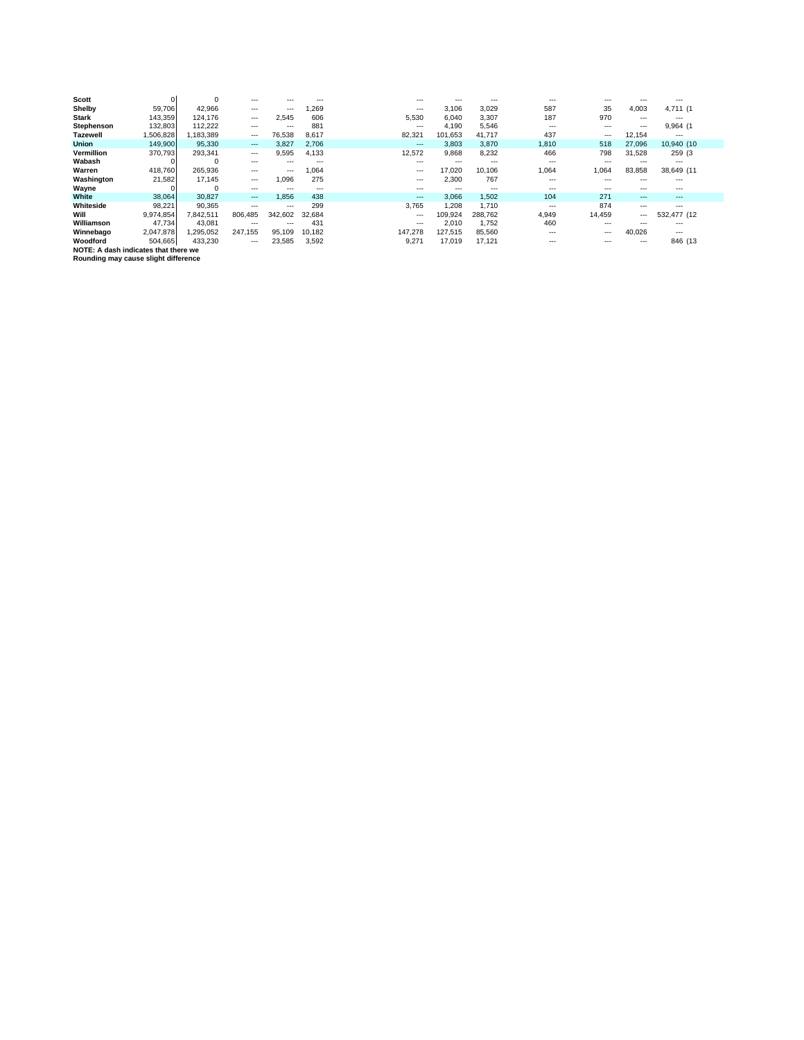| | | | | | | | | | | | | |
|---|---|---|---|---|---|---|---|---|---|---|---|---|
| **Scott** | 0 | 0 | --- | --- | --- | --- | --- | --- | --- | --- | --- | --- |
| **Shelby** | 59,706 | 42,966 | --- | --- | 1,269 | --- | 3,106 | 3,029 | 587 | 35 | 4,003 | 4,711 (1 |
| **Stark** | 143,359 | 124,176 | --- | 2,545 | 606 | 5,530 | 6,040 | 3,307 | 187 | 970 | --- | --- |
| **Stephenson** | 132,803 | 112,222 | --- | --- | 881 | --- | 4,190 | 5,546 | --- | --- | --- | 9,964 (1 |
| **Tazewell** | 1,506,828 | 1,183,389 | --- | 76,538 | 8,617 | 82,321 | 101,653 | 41,717 | 437 | --- | 12,154 | --- |
| **Union** | 149,900 | 95,330 | --- | 3,827 | 2,706 | --- | 3,803 | 3,870 | 1,810 | 518 | 27,096 | 10,940 (10 |
| **Vermillion** | 370,793 | 293,341 | --- | 9,595 | 4,133 | 12,572 | 9,868 | 8,232 | 466 | 798 | 31,528 | 259 (3 |
| **Wabash** | 0 | 0 | --- | --- | --- | --- | --- | --- | --- | --- | --- | --- |
| **Warren** | 418,760 | 265,936 | --- | --- | 1,064 | --- | 17,020 | 10,106 | 1,064 | 1,064 | 83,858 | 38,649 (11 |
| **Washington** | 21,582 | 17,145 | --- | 1,096 | 275 | --- | 2,300 | 767 | --- | --- | --- | --- |
| **Wayne** | 0 | 0 | --- | --- | --- | --- | --- | --- | --- | --- | --- | --- |
| **White** | 38,064 | 30,827 | --- | 1,856 | 438 | --- | 3,066 | 1,502 | 104 | 271 | --- | --- |
| **Whiteside** | 98,221 | 90,365 | --- | --- | 299 | 3,765 | 1,208 | 1,710 | --- | 874 | --- | --- |
| **Will** | 9,974,854 | 7,842,511 | 806,485 | 342,602 | 32,684 | --- | 109,924 | 288,762 | 4,949 | 14,459 | --- | 532,477 (12 |
| **Williamson** | 47,734 | 43,081 | --- | --- | 431 | --- | 2,010 | 1,752 | 460 | --- | --- | --- |
| **Winnebago** | 2,047,878 | 1,295,052 | 247,155 | 95,109 | 10,182 | 147,278 | 127,515 | 85,560 | --- | --- | 40,026 | --- |
| **Woodford** | 504,665 | 433,230 | --- | 23,585 | 3,592 | 9,271 | 17,019 | 17,121 | --- | --- | --- | 846 (13 |

**NOTE: A dash indicates that there we**

**Rounding may cause slight difference**